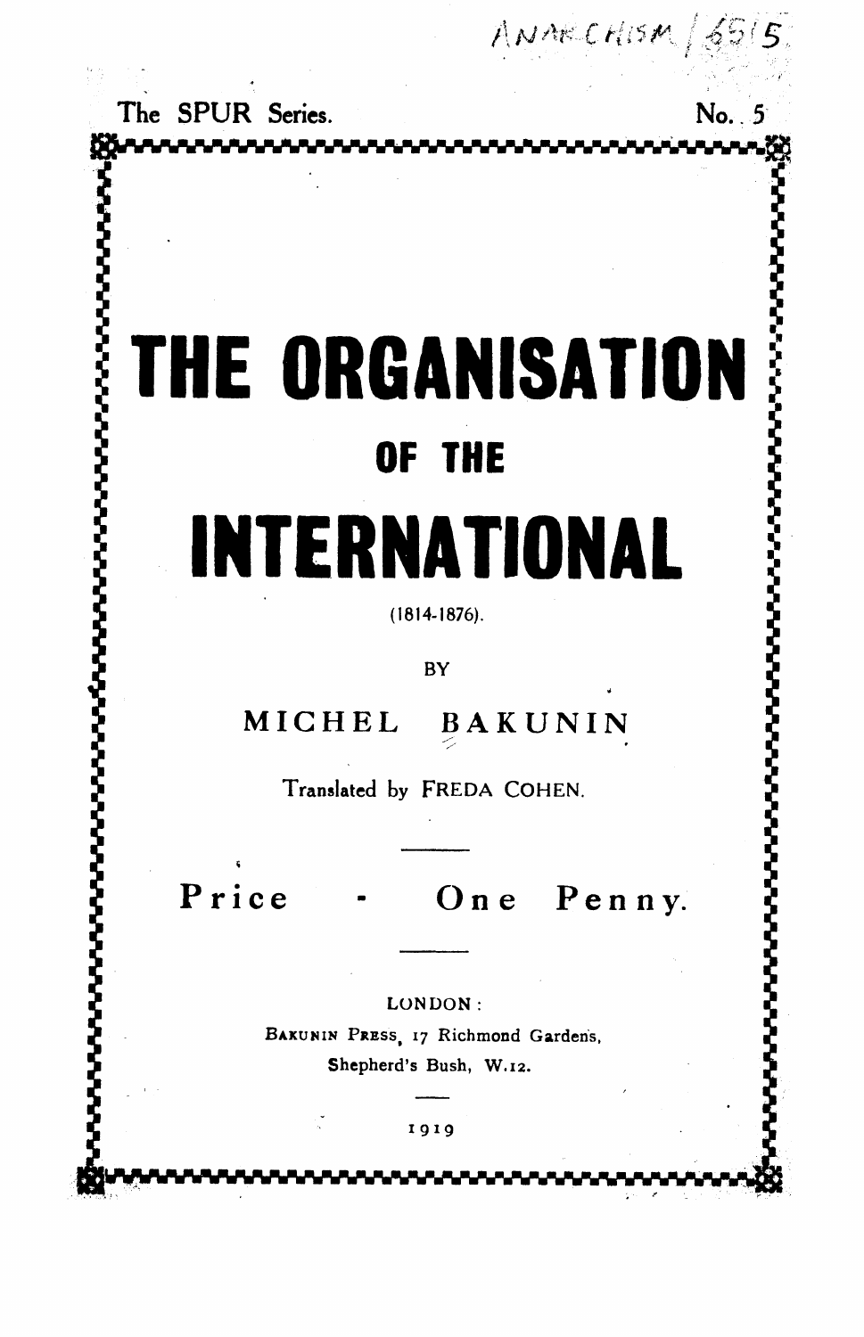ANARCHISM / 6515

The SPUR Series. No. 5

# THE ORGANISATION OF THE INTERNATIONAL

(1814-1876).

BY

MICHEL BAKUNIN

Translated by FREDA COHEN.

Price - One Penny.

LONDON:
BAKUNIN PRESS, 17 Richmond Gardens,
Shepherd's Bush, W.12.

1919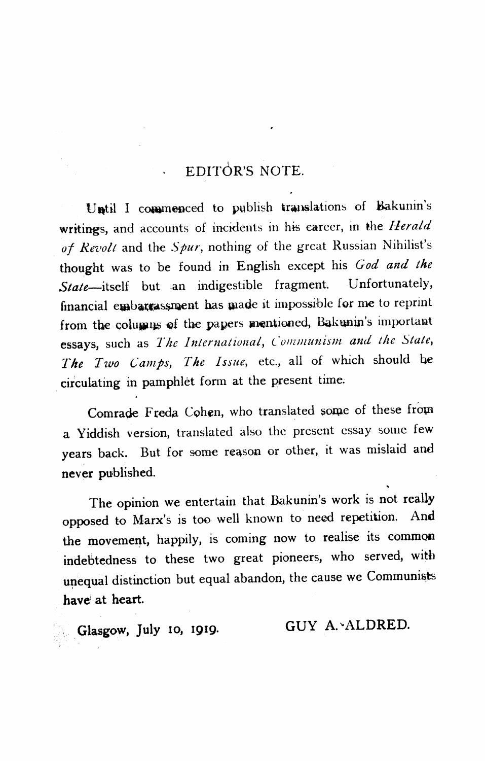## EDITOR'S NOTE.

Until I commenced to publish translations of Bakunin's writings, and accounts of incidents in his career, in the *Herald of Revolt* and the *Spur*, nothing of the great Russian Nihilist's thought was to be found in English except his *God and the State*—itself but an indigestible fragment. Unfortunately, financial embarrassment has made it impossible for me to reprint from the columns of the papers mentioned, Bakunin's important essays, such as *The International*, *Communism and the State*, *The Two Camps*, *The Issue*, etc., all of which should be circulating in pamphlet form at the present time.

Comrade Freda Cohen, who translated some of these from a Yiddish version, translated also the present essay some few years back. But for some reason or other, it was mislaid and never published.

The opinion we entertain that Bakunin's work is not really opposed to Marx's is too well known to need repetition. And the movement, happily, is coming now to realise its common indebtedness to these two great pioneers, who served, with unequal distinction but equal abandon, the cause we Communists have at heart.

Glasgow, July 10, 1919.

GUY A. ALDRED.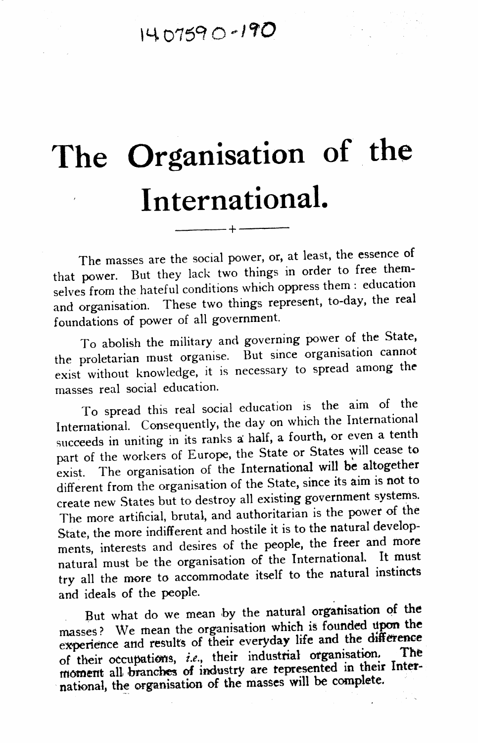# The Organisation of the International.

The masses are the social power, or, at least, the essence of that power. But they lack two things in order to free themselves from the hateful conditions which oppress them: education and organisation. These two things represent, to-day, the real foundations of power of all government.

To abolish the military and governing power of the State, the proletarian must organise. But since organisation cannot exist without knowledge, it is necessary to spread among the masses real social education.

To spread this real social education is the aim of the International. Consequently, the day on which the International succeeds in uniting in its ranks a half, a fourth, or even a tenth part of the workers of Europe, the State or States will cease to exist. The organisation of the International will be altogether different from the organisation of the State, since its aim is not to create new States but to destroy all existing government systems. The more artificial, brutal, and authoritarian is the power of the State, the more indifferent and hostile it is to the natural developments, interests and desires of the people, the freer and more natural must be the organisation of the International. It must try all the more to accommodate itself to the natural instincts and ideals of the people.

But what do we mean by the natural organisation of the masses? We mean the organisation which is founded upon the experience and results of their everyday life and the difference of their occupations, *i.e.*, their industrial organisation. The moment all branches of industry are represented in their International, the organisation of the masses will be complete.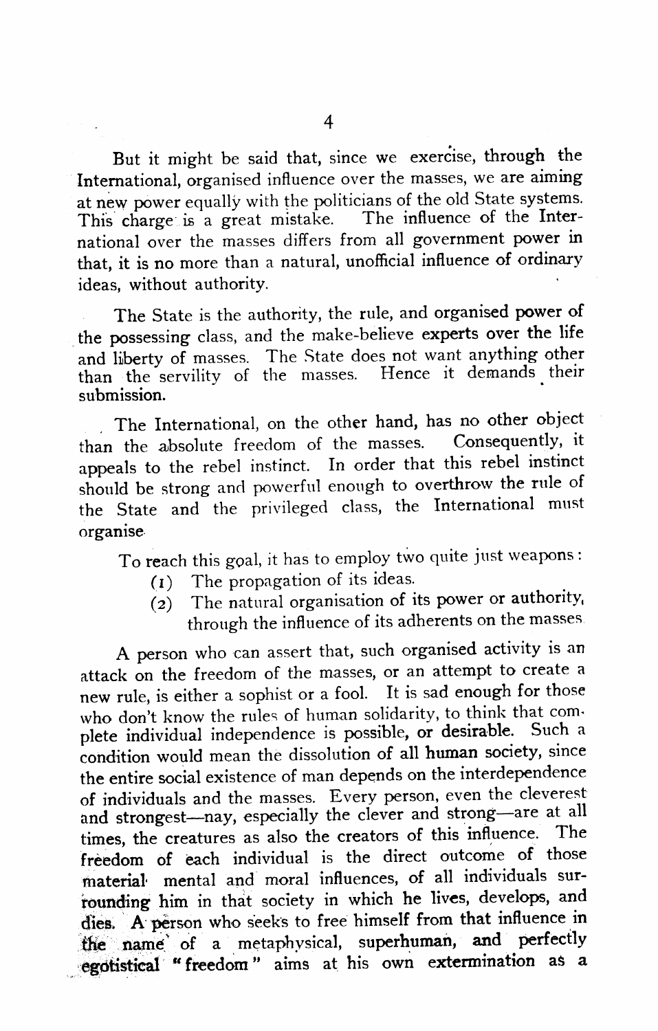But it might be said that, since we exercise, through the International, organised influence over the masses, we are aiming at new power equally with the politicians of the old State systems. This charge is a great mistake. The influence of the International over the masses differs from all government power in that, it is no more than a natural, unofficial influence of ordinary ideas, without authority.

The State is the authority, the rule, and organised power of the possessing class, and the make-believe experts over the life and liberty of masses. The State does not want anything other than the servility of the masses. Hence it demands their submission.

The International, on the other hand, has no other object than the absolute freedom of the masses. Consequently, it appeals to the rebel instinct. In order that this rebel instinct should be strong and powerful enough to overthrow the rule of the State and the privileged class, the International must organise.

To reach this goal, it has to employ two quite just weapons:

(1) The propagation of its ideas.

(2) The natural organisation of its power or authority, through the influence of its adherents on the masses.

A person who can assert that, such organised activity is an attack on the freedom of the masses, or an attempt to create a new rule, is either a sophist or a fool. It is sad enough for those who don't know the rules of human solidarity, to think that complete individual independence is possible, or desirable. Such a condition would mean the dissolution of all human society, since the entire social existence of man depends on the interdependence of individuals and the masses. Every person, even the cleverest and strongest—nay, especially the clever and strong—are at all times, the creatures as also the creators of this influence. The freedom of each individual is the direct outcome of those material mental and moral influences, of all individuals surrounding him in that society in which he lives, develops, and dies. A person who seeks to free himself from that influence in the name of a metaphysical, superhuman, and perfectly egotistical "freedom" aims at his own extermination as a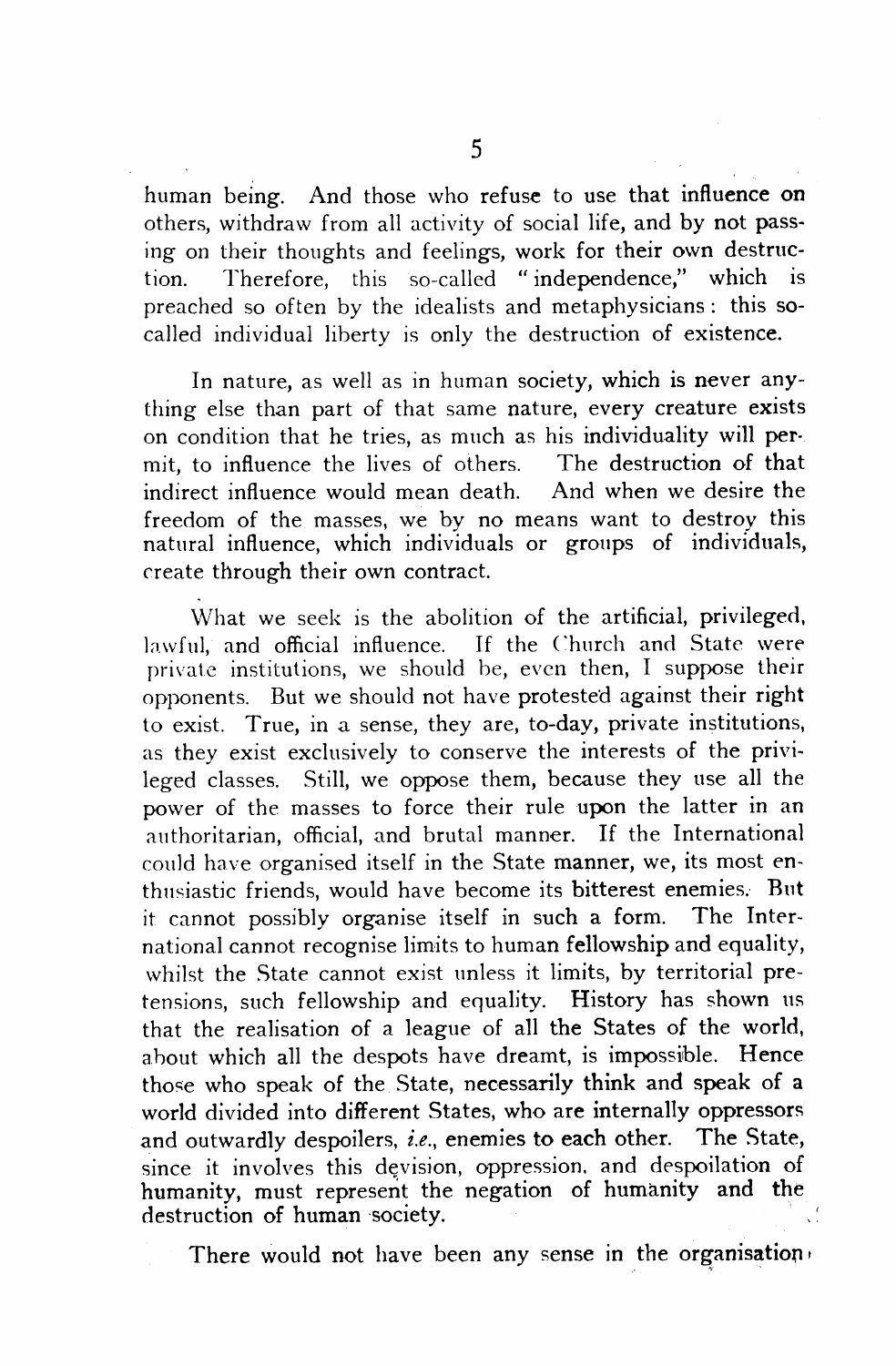human being. And those who refuse to use that influence on others, withdraw from all activity of social life, and by not passing on their thoughts and feelings, work for their own destruction. Therefore, this so-called "independence," which is preached so often by the idealists and metaphysicians: this so-called individual liberty is only the destruction of existence.

In nature, as well as in human society, which is never anything else than part of that same nature, every creature exists on condition that he tries, as much as his individuality will permit, to influence the lives of others. The destruction of that indirect influence would mean death. And when we desire the freedom of the masses, we by no means want to destroy this natural influence, which individuals or groups of individuals, create through their own contract.

What we seek is the abolition of the artificial, privileged, lawful, and official influence. If the Church and State were private institutions, we should be, even then, I suppose their opponents. But we should not have protested against their right to exist. True, in a sense, they are, to-day, private institutions, as they exist exclusively to conserve the interests of the privileged classes. Still, we oppose them, because they use all the power of the masses to force their rule upon the latter in an authoritarian, official, and brutal manner. If the International could have organised itself in the State manner, we, its most enthusiastic friends, would have become its bitterest enemies. But it cannot possibly organise itself in such a form. The International cannot recognise limits to human fellowship and equality, whilst the State cannot exist unless it limits, by territorial pretensions, such fellowship and equality. History has shown us that the realisation of a league of all the States of the world, about which all the despots have dreamt, is impossible. Hence those who speak of the State, necessarily think and speak of a world divided into different States, who are internally oppressors and outwardly despoilers, *i.e.*, enemies to each other. The State, since it involves this devision, oppression, and despoilation of humanity, must represent the negation of humanity and the destruction of human society.

There would not have been any sense in the organisation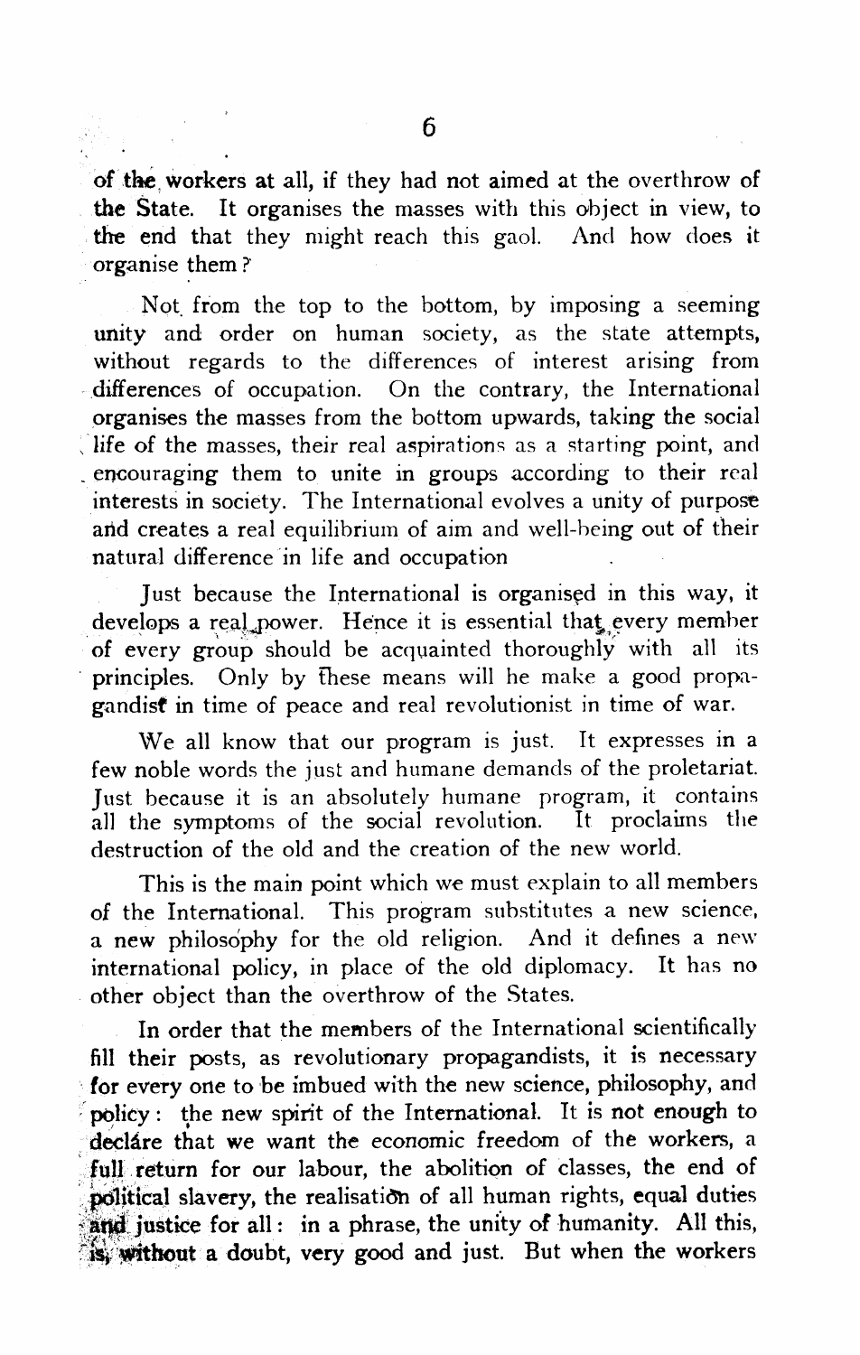of the workers at all, if they had not aimed at the overthrow of the State. It organises the masses with this object in view, to the end that they might reach this gaol. And how does it organise them?

Not from the top to the bottom, by imposing a seeming unity and order on human society, as the state attempts, without regards to the differences of interest arising from differences of occupation. On the contrary, the International organises the masses from the bottom upwards, taking the social life of the masses, their real aspirations as a starting point, and encouraging them to unite in groups according to their real interests in society. The International evolves a unity of purpose and creates a real equilibrium of aim and well-being out of their natural difference in life and occupation .

Just because the International is organised in this way, it develops a real power. Hence it is essential that every member of every group should be acquainted thoroughly with all its principles. Only by these means will he make a good propagandist in time of peace and real revolutionist in time of war.

We all know that our program is just. It expresses in a few noble words the just and humane demands of the proletariat. Just because it is an absolutely humane program, it contains all the symptoms of the social revolution. It proclaims the destruction of the old and the creation of the new world.

This is the main point which we must explain to all members of the International. This program substitutes a new science, a new philosophy for the old religion. And it defines a new international policy, in place of the old diplomacy. It has no other object than the overthrow of the States.

In order that the members of the International scientifically fill their posts, as revolutionary propagandists, it is necessary for every one to be imbued with the new science, philosophy, and policy: the new spirit of the International. It is not enough to declare that we want the economic freedom of the workers, a full return for our labour, the abolition of classes, the end of political slavery, the realisation of all human rights, equal duties and justice for all: in a phrase, the unity of humanity. All this, is, without a doubt, very good and just. But when the workers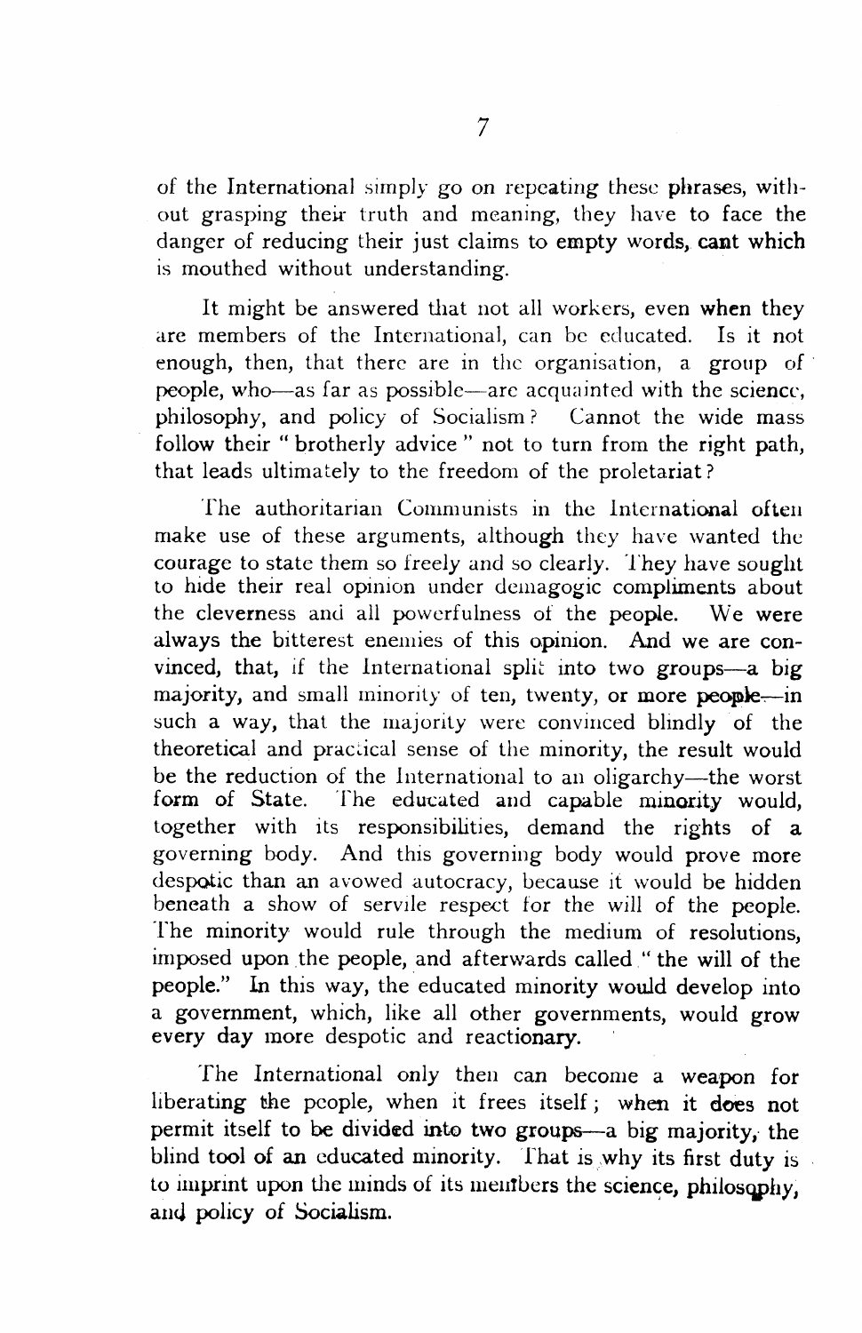of the International simply go on repeating these phrases, without grasping their truth and meaning, they have to face the danger of reducing their just claims to empty words, cant which is mouthed without understanding.

It might be answered that not all workers, even when they are members of the International, can be educated. Is it not enough, then, that there are in the organisation, a group of people, who—as far as possible—are acquainted with the science, philosophy, and policy of Socialism? Cannot the wide mass follow their "brotherly advice" not to turn from the right path, that leads ultimately to the freedom of the proletariat?

The authoritarian Communists in the International often make use of these arguments, although they have wanted the courage to state them so freely and so clearly. They have sought to hide their real opinion under demagogic compliments about the cleverness and all powerfulness of the people. We were always the bitterest enemies of this opinion. And we are convinced, that, if the International split into two groups—a big majority, and small minority of ten, twenty, or more people—in such a way, that the majority were convinced blindly of the theoretical and practical sense of the minority, the result would be the reduction of the International to an oligarchy—the worst form of State. The educated and capable minority would, together with its responsibilities, demand the rights of a governing body. And this governing body would prove more despotic than an avowed autocracy, because it would be hidden beneath a show of servile respect for the will of the people. The minority would rule through the medium of resolutions, imposed upon the people, and afterwards called "the will of the people." In this way, the educated minority would develop into a government, which, like all other governments, would grow every day more despotic and reactionary.

The International only then can become a weapon for liberating the people, when it frees itself; when it does not permit itself to be divided into two groups—a big majority, the blind tool of an educated minority. That is why its first duty is to imprint upon the minds of its members the science, philosophy, and policy of Socialism.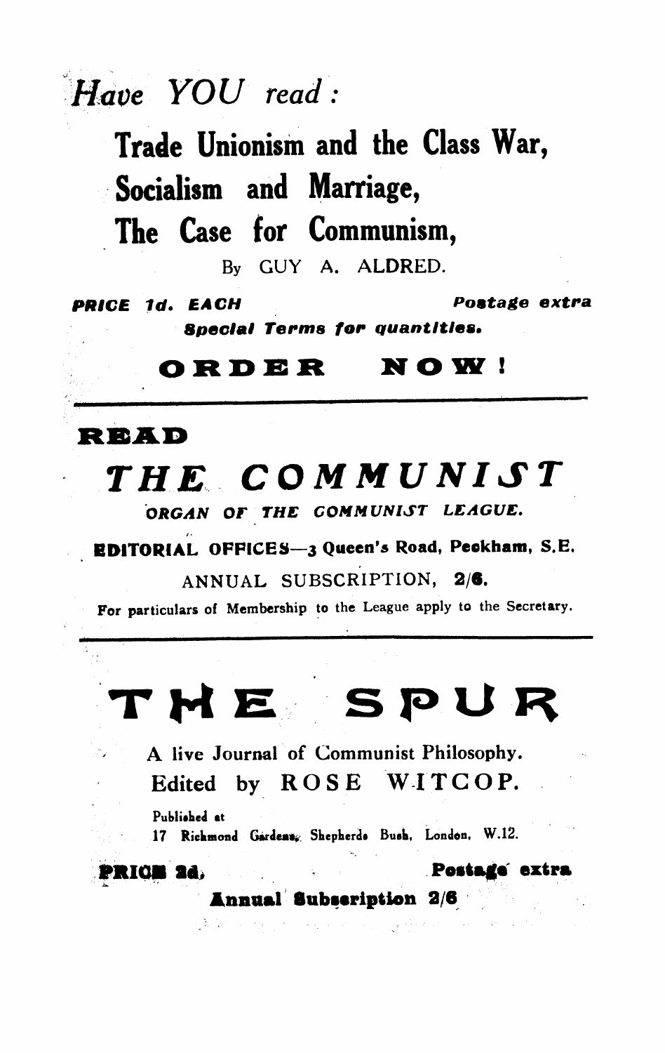*Have YOU read:*

## Trade Unionism and the Class War,

## Socialism and Marriage,

## The Case for Communism,

By GUY A. ALDRED.

***PRICE 1d. EACH*** ***Postage extra***

***Special Terms for quantities.***

**ORDER NOW!**

---

**READ**

# *THE COMMUNIST*

*ORGAN OF THE COMMUNIST LEAGUE.*

**EDITORIAL OFFICES**—**3 Queen's Road, Peckham, S.E.**

ANNUAL SUBSCRIPTION, **2/6.**

For particulars of Membership to the League apply to the Secretary.

---

# THE SPUR

A live Journal of Communist Philosophy.

Edited by ROSE WITCOP.

Published at
17 Richmond Gardens, Shepherds Bush, London, W.12.

**PRICE 2d.** **Postage extra**

**Annual Subscription 2/6**